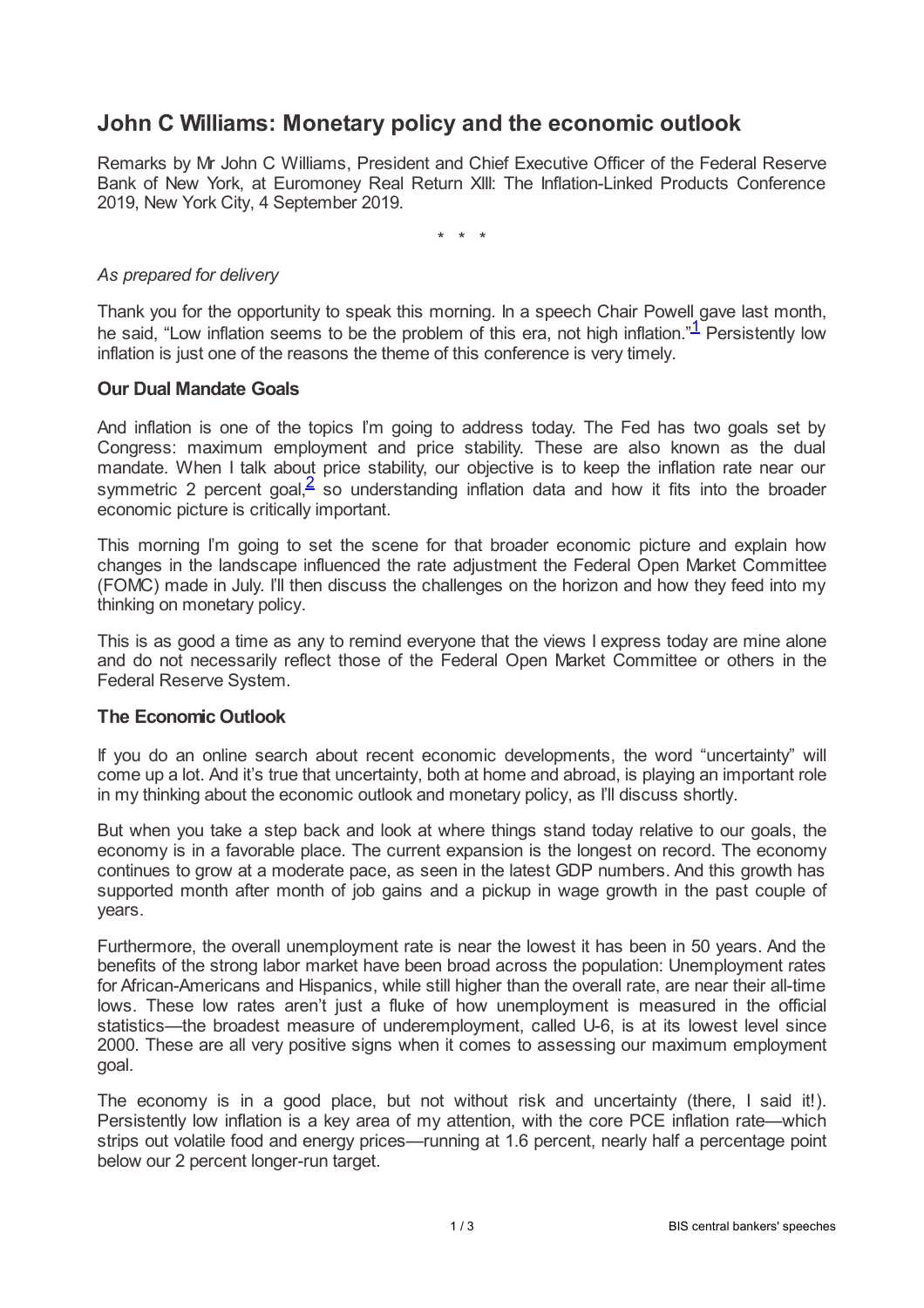# John C Williams: Monetary policy and the economic outlook

Remarks by Mr John C Williams, President and Chief Executive Officer of the Federal Reserve Bank of New York, at Euromoney Real Return XIII: The Inflation-Linked Products Conference 2019, New York City, 4 September 2019.

\* \* \*

*As prepared for delivery*

Thank you for the opportunity to speak this morning. In a speech Chair Powell gave last month, he said, "Low inflation seems to be the problem of this era, not high inflation."[1] Persistently low inflation is just one of the reasons the theme of this conference is very timely.

### Our Dual Mandate Goals

And inflation is one of the topics I'm going to address today. The Fed has two goals set by Congress: maximum employment and price stability. These are also known as the dual mandate. When I talk about price stability, our objective is to keep the inflation rate near our symmetric 2 percent goal,[2] so understanding inflation data and how it fits into the broader economic picture is critically important.

This morning I'm going to set the scene for that broader economic picture and explain how changes in the landscape influenced the rate adjustment the Federal Open Market Committee (FOMC) made in July. I'll then discuss the challenges on the horizon and how they feed into my thinking on monetary policy.

This is as good a time as any to remind everyone that the views I express today are mine alone and do not necessarily reflect those of the Federal Open Market Committee or others in the Federal Reserve System.

### The Economic Outlook

If you do an online search about recent economic developments, the word "uncertainty" will come up a lot. And it's true that uncertainty, both at home and abroad, is playing an important role in my thinking about the economic outlook and monetary policy, as I'll discuss shortly.

But when you take a step back and look at where things stand today relative to our goals, the economy is in a favorable place. The current expansion is the longest on record. The economy continues to grow at a moderate pace, as seen in the latest GDP numbers. And this growth has supported month after month of job gains and a pickup in wage growth in the past couple of years.

Furthermore, the overall unemployment rate is near the lowest it has been in 50 years. And the benefits of the strong labor market have been broad across the population: Unemployment rates for African-Americans and Hispanics, while still higher than the overall rate, are near their all-time lows. These low rates aren't just a fluke of how unemployment is measured in the official statistics—the broadest measure of underemployment, called U-6, is at its lowest level since 2000. These are all very positive signs when it comes to assessing our maximum employment goal.

The economy is in a good place, but not without risk and uncertainty (there, I said it!). Persistently low inflation is a key area of my attention, with the core PCE inflation rate—which strips out volatile food and energy prices—running at 1.6 percent, nearly half a percentage point below our 2 percent longer-run target.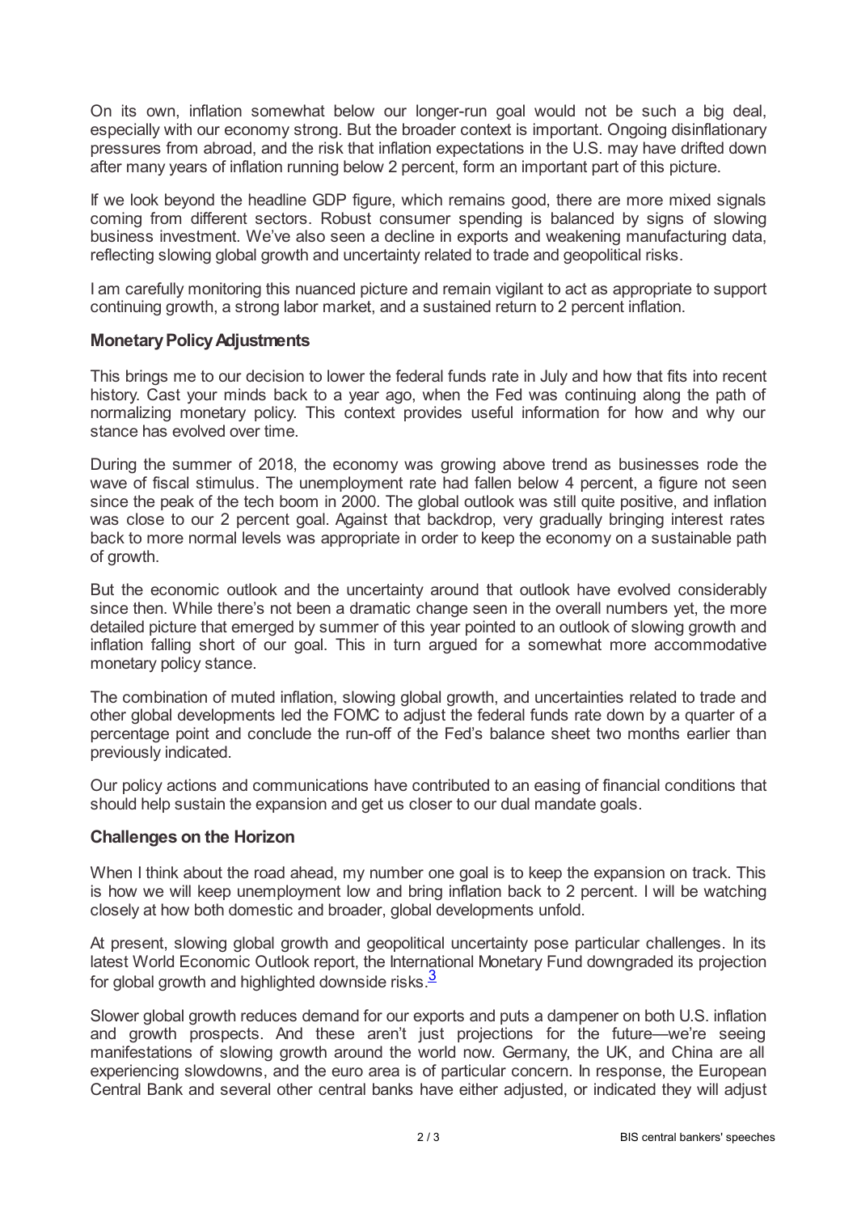On its own, inflation somewhat below our longer-run goal would not be such a big deal, especially with our economy strong. But the broader context is important. Ongoing disinflationary pressures from abroad, and the risk that inflation expectations in the U.S. may have drifted down after many years of inflation running below 2 percent, form an important part of this picture.

If we look beyond the headline GDP figure, which remains good, there are more mixed signals coming from different sectors. Robust consumer spending is balanced by signs of slowing business investment. We've also seen a decline in exports and weakening manufacturing data, reflecting slowing global growth and uncertainty related to trade and geopolitical risks.

I am carefully monitoring this nuanced picture and remain vigilant to act as appropriate to support continuing growth, a strong labor market, and a sustained return to 2 percent inflation.

### Monetary Policy Adjustments

This brings me to our decision to lower the federal funds rate in July and how that fits into recent history. Cast your minds back to a year ago, when the Fed was continuing along the path of normalizing monetary policy. This context provides useful information for how and why our stance has evolved over time.

During the summer of 2018, the economy was growing above trend as businesses rode the wave of fiscal stimulus. The unemployment rate had fallen below 4 percent, a figure not seen since the peak of the tech boom in 2000. The global outlook was still quite positive, and inflation was close to our 2 percent goal. Against that backdrop, very gradually bringing interest rates back to more normal levels was appropriate in order to keep the economy on a sustainable path of growth.

But the economic outlook and the uncertainty around that outlook have evolved considerably since then. While there's not been a dramatic change seen in the overall numbers yet, the more detailed picture that emerged by summer of this year pointed to an outlook of slowing growth and inflation falling short of our goal. This in turn argued for a somewhat more accommodative monetary policy stance.

The combination of muted inflation, slowing global growth, and uncertainties related to trade and other global developments led the FOMC to adjust the federal funds rate down by a quarter of a percentage point and conclude the run-off of the Fed's balance sheet two months earlier than previously indicated.

Our policy actions and communications have contributed to an easing of financial conditions that should help sustain the expansion and get us closer to our dual mandate goals.

### Challenges on the Horizon

When I think about the road ahead, my number one goal is to keep the expansion on track. This is how we will keep unemployment low and bring inflation back to 2 percent. I will be watching closely at how both domestic and broader, global developments unfold.

At present, slowing global growth and geopolitical uncertainty pose particular challenges. In its latest World Economic Outlook report, the International Monetary Fund downgraded its projection for global growth and highlighted downside risks.[3]

Slower global growth reduces demand for our exports and puts a dampener on both U.S. inflation and growth prospects. And these aren't just projections for the future—we're seeing manifestations of slowing growth around the world now. Germany, the UK, and China are all experiencing slowdowns, and the euro area is of particular concern. In response, the European Central Bank and several other central banks have either adjusted, or indicated they will adjust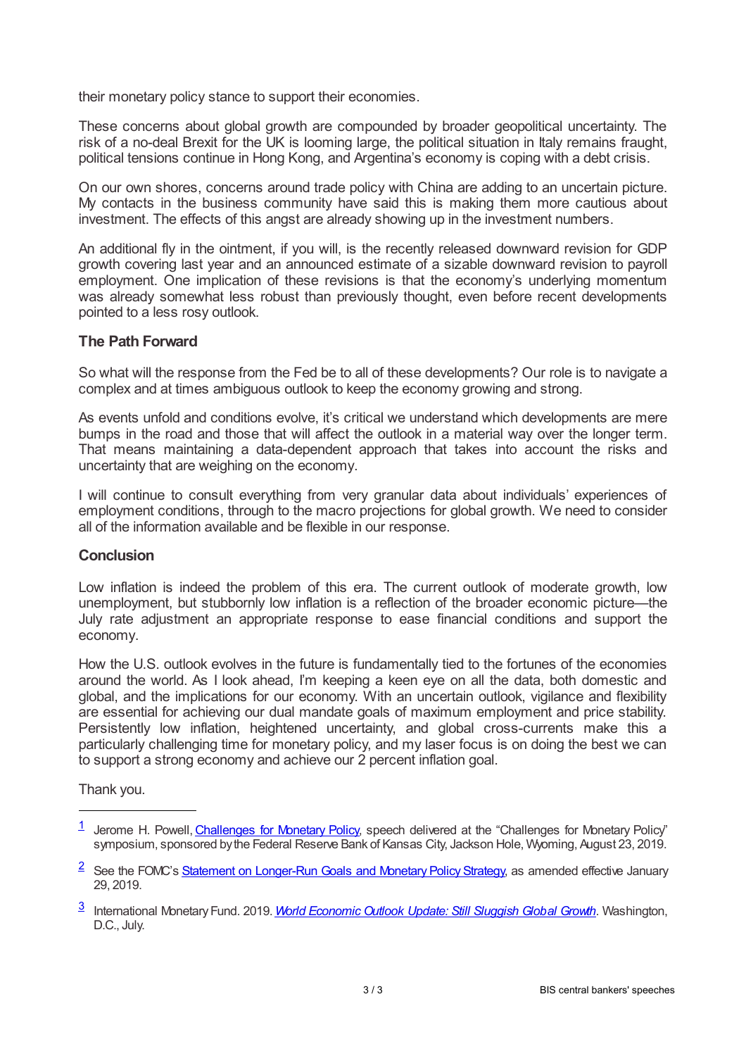their monetary policy stance to support their economies.

These concerns about global growth are compounded by broader geopolitical uncertainty. The risk of a no-deal Brexit for the UK is looming large, the political situation in Italy remains fraught, political tensions continue in Hong Kong, and Argentina's economy is coping with a debt crisis.

On our own shores, concerns around trade policy with China are adding to an uncertain picture. My contacts in the business community have said this is making them more cautious about investment. The effects of this angst are already showing up in the investment numbers.

An additional fly in the ointment, if you will, is the recently released downward revision for GDP growth covering last year and an announced estimate of a sizable downward revision to payroll employment. One implication of these revisions is that the economy's underlying momentum was already somewhat less robust than previously thought, even before recent developments pointed to a less rosy outlook.

### The Path Forward

So what will the response from the Fed be to all of these developments? Our role is to navigate a complex and at times ambiguous outlook to keep the economy growing and strong.

As events unfold and conditions evolve, it's critical we understand which developments are mere bumps in the road and those that will affect the outlook in a material way over the longer term. That means maintaining a data-dependent approach that takes into account the risks and uncertainty that are weighing on the economy.

I will continue to consult everything from very granular data about individuals' experiences of employment conditions, through to the macro projections for global growth. We need to consider all of the information available and be flexible in our response.

### Conclusion

Low inflation is indeed the problem of this era. The current outlook of moderate growth, low unemployment, but stubbornly low inflation is a reflection of the broader economic picture—the July rate adjustment an appropriate response to ease financial conditions and support the economy.

How the U.S. outlook evolves in the future is fundamentally tied to the fortunes of the economies around the world. As I look ahead, I'm keeping a keen eye on all the data, both domestic and global, and the implications for our economy. With an uncertain outlook, vigilance and flexibility are essential for achieving our dual mandate goals of maximum employment and price stability. Persistently low inflation, heightened uncertainty, and global cross-currents make this a particularly challenging time for monetary policy, and my laser focus is on doing the best we can to support a strong economy and achieve our 2 percent inflation goal.

Thank you.

---

[1] Jerome H. Powell, Challenges for Monetary Policy, speech delivered at the "Challenges for Monetary Policy" symposium, sponsored by the Federal Reserve Bank of Kansas City, Jackson Hole, Wyoming, August 23, 2019.

[2] See the FOMC's Statement on Longer-Run Goals and Monetary Policy Strategy, as amended effective January 29, 2019.

[3] International Monetary Fund. 2019. *World Economic Outlook Update: Still Sluggish Global Growth*. Washington, D.C., July.